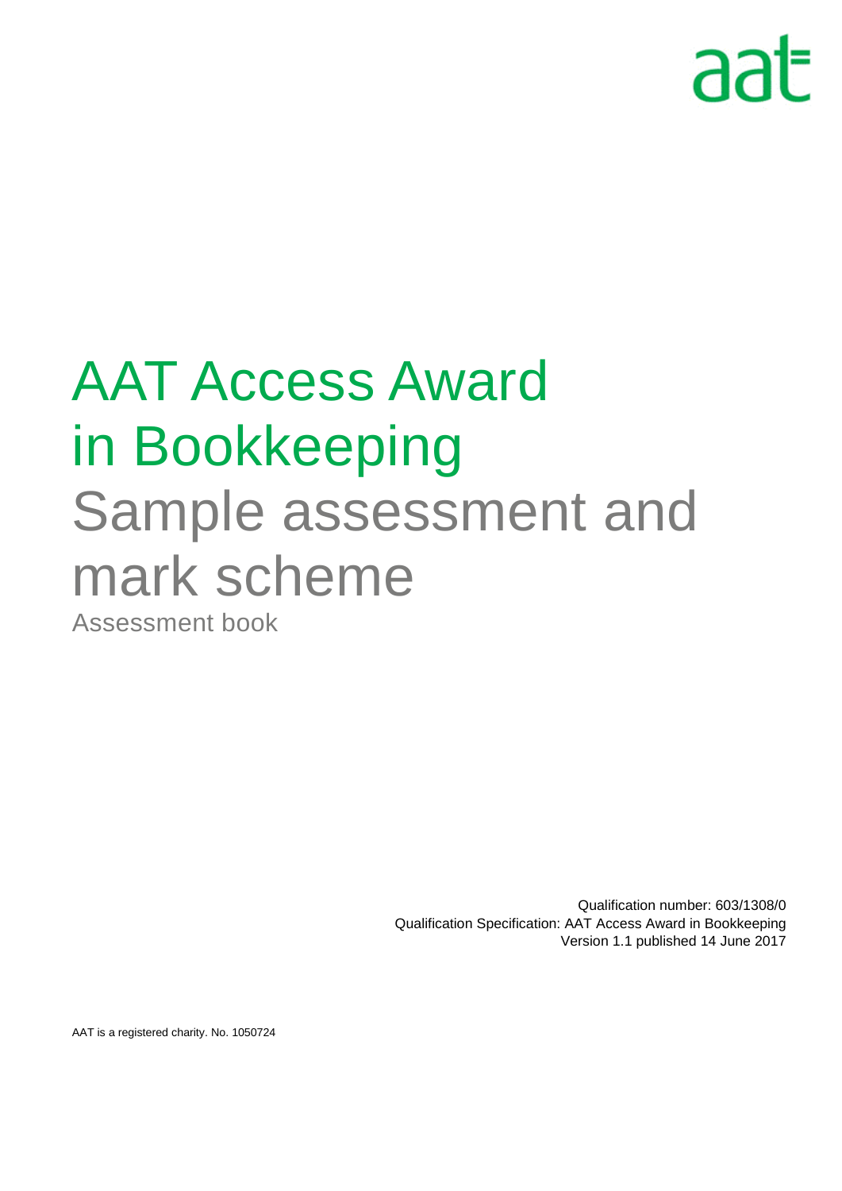aat

# AAT Access Award in Bookkeeping

## Sample assessment and mark scheme

Assessment book

Qualification number: 603/1308/0
Qualification Specification: AAT Access Award in Bookkeeping
Version 1.1 published 14 June 2017

AAT is a registered charity. No. 1050724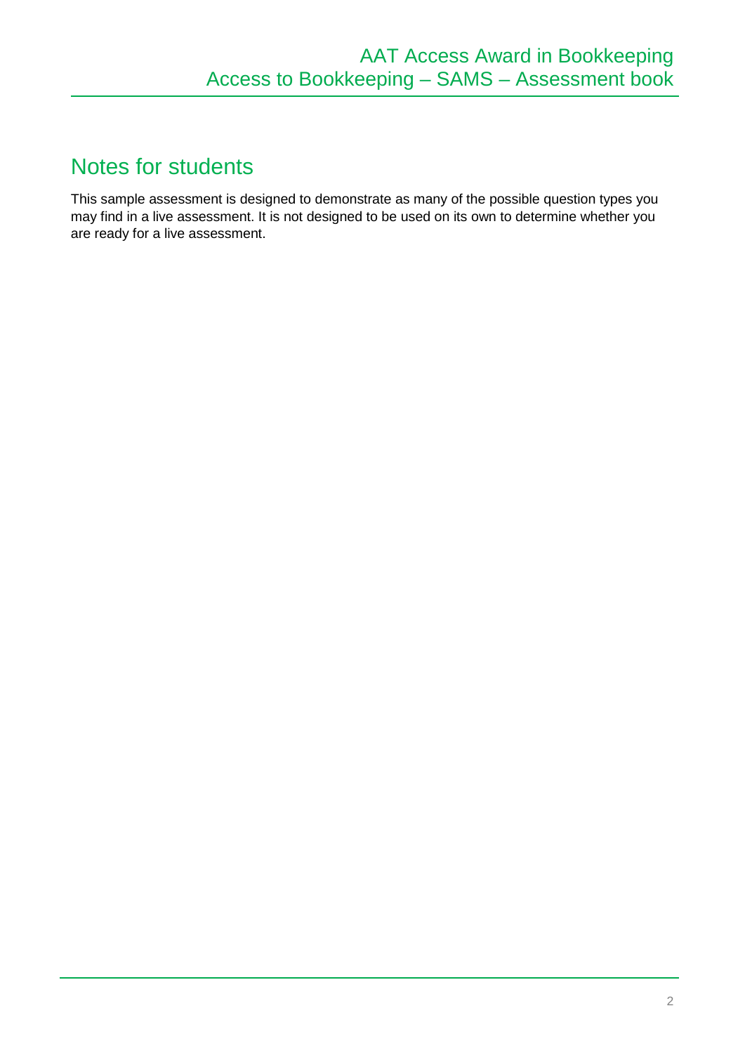## Notes for students

This sample assessment is designed to demonstrate as many of the possible question types you may find in a live assessment. It is not designed to be used on its own to determine whether you are ready for a live assessment.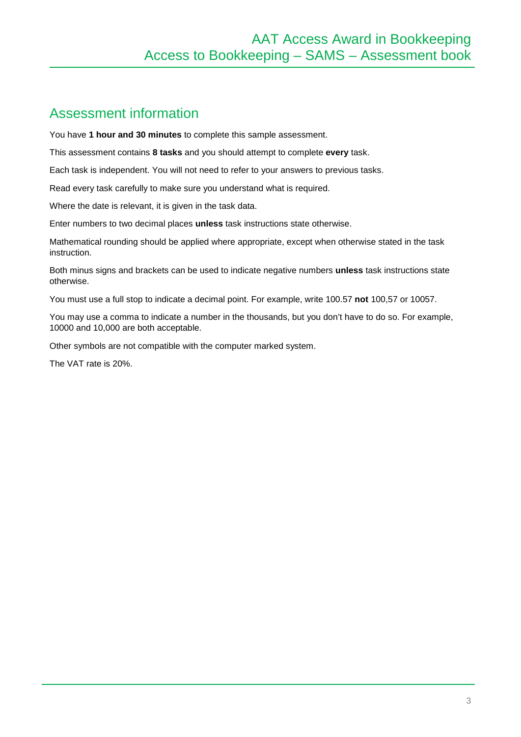## Assessment information

You have **1 hour and 30 minutes** to complete this sample assessment.

This assessment contains **8 tasks** and you should attempt to complete **every** task.

Each task is independent. You will not need to refer to your answers to previous tasks.

Read every task carefully to make sure you understand what is required.

Where the date is relevant, it is given in the task data.

Enter numbers to two decimal places **unless** task instructions state otherwise.

Mathematical rounding should be applied where appropriate, except when otherwise stated in the task instruction.

Both minus signs and brackets can be used to indicate negative numbers **unless** task instructions state otherwise.

You must use a full stop to indicate a decimal point. For example, write 100.57 **not** 100,57 or 10057.

You may use a comma to indicate a number in the thousands, but you don't have to do so. For example, 10000 and 10,000 are both acceptable.

Other symbols are not compatible with the computer marked system.

The VAT rate is 20%.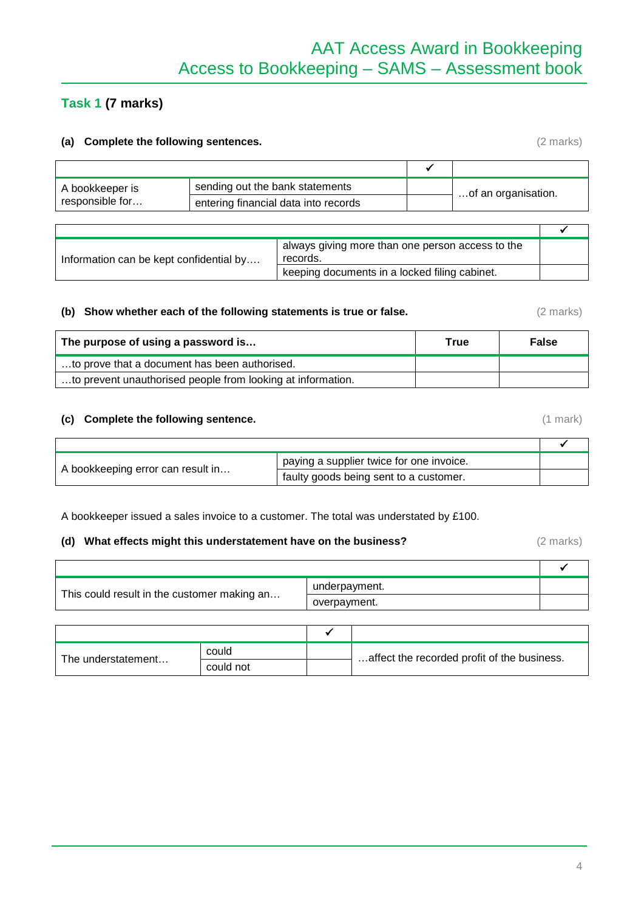## Task 1 (7 marks)

**(a) Complete the following sentences.** (2 marks)

| | | ✔ | |
|---|---|---|---|
| A bookkeeper is responsible for… | sending out the bank statements | | …of an organisation. |
| | entering financial data into records | | |

| | | ✔ |
|---|---|---|
| Information can be kept confidential by…. | always giving more than one person access to the records. | |
| | keeping documents in a locked filing cabinet. | |

**(b) Show whether each of the following statements is true or false.** (2 marks)

| The purpose of using a password is… | True | False |
|---|---|---|
| …to prove that a document has been authorised. | | |
| …to prevent unauthorised people from looking at information. | | |

**(c) Complete the following sentence.** (1 mark)

| | | ✔ |
|---|---|---|
| A bookkeeping error can result in… | paying a supplier twice for one invoice. | |
| | faulty goods being sent to a customer. | |

A bookkeeper issued a sales invoice to a customer. The total was understated by £100.

**(d) What effects might this understatement have on the business?** (2 marks)

| | | ✔ |
|---|---|---|
| This could result in the customer making an… | underpayment. | |
| | overpayment. | |

| | | ✔ | |
|---|---|---|---|
| The understatement… | could | | …affect the recorded profit of the business. |
| | could not | | |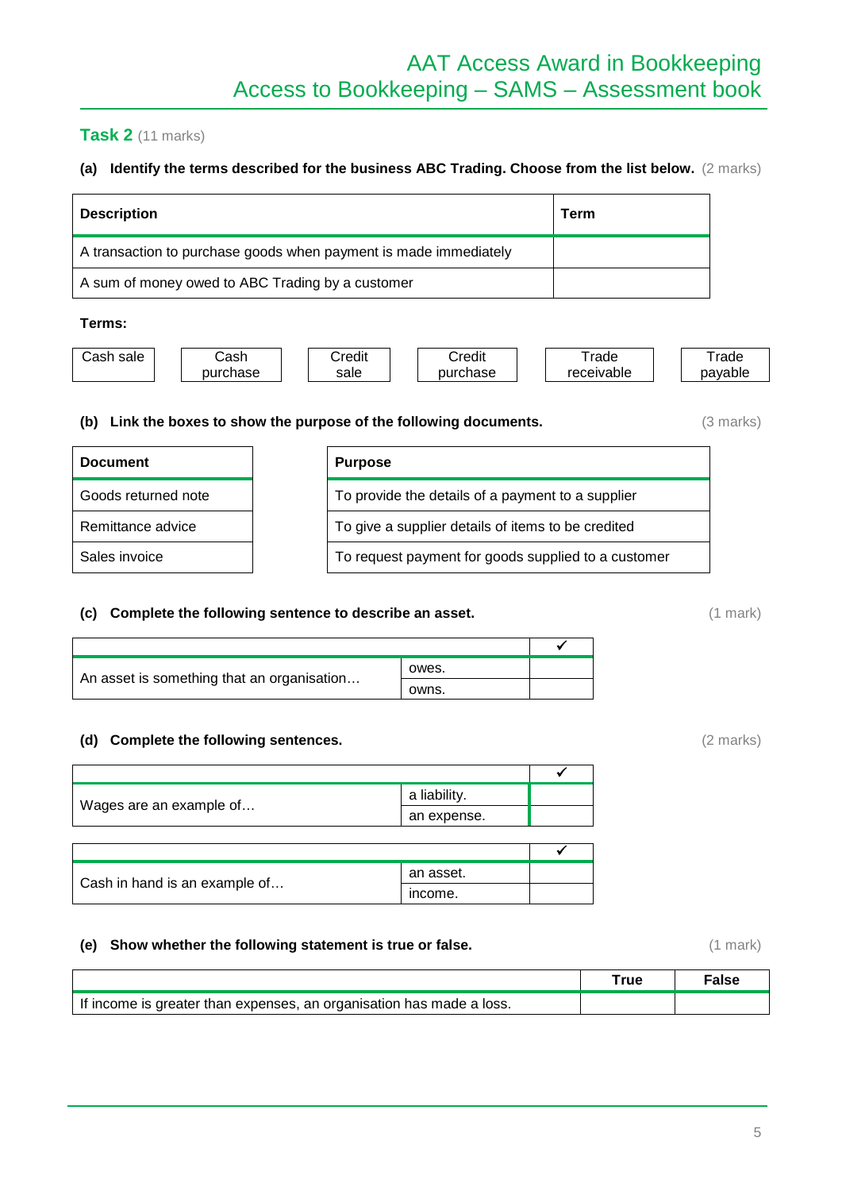## Task 2 (11 marks)

**(a) Identify the terms described for the business ABC Trading. Choose from the list below.** (2 marks)

| Description | Term |
|---|---|
| A transaction to purchase goods when payment is made immediately | |
| A sum of money owed to ABC Trading by a customer | |

**Terms:**

| Cash sale | Cash purchase | Credit sale | Credit purchase | Trade receivable | Trade payable |
|---|---|---|---|---|---|

**(b) Link the boxes to show the purpose of the following documents.** (3 marks)

| Document |
|---|
| Goods returned note |
| Remittance advice |
| Sales invoice |

| Purpose |
|---|
| To provide the details of a payment to a supplier |
| To give a supplier details of items to be credited |
| To request payment for goods supplied to a customer |

**(c) Complete the following sentence to describe an asset.** (1 mark)

| | | ✓ |
|---|---|---|
| An asset is something that an organisation… | owes. | |
| | owns. | |

**(d) Complete the following sentences.** (2 marks)

| | | ✓ |
|---|---|---|
| Wages are an example of… | a liability. | |
| | an expense. | |

| | | ✓ |
|---|---|---|
| Cash in hand is an example of… | an asset. | |
| | income. | |

**(e) Show whether the following statement is true or false.** (1 mark)

| | True | False |
|---|---|---|
| If income is greater than expenses, an organisation has made a loss. | | |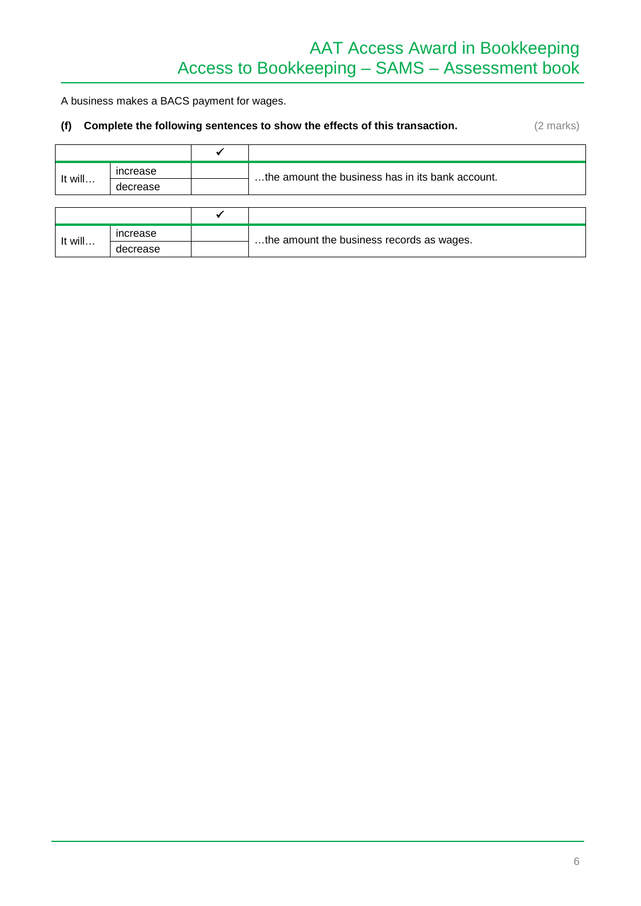A business makes a BACS payment for wages.

**(f) Complete the following sentences to show the effects of this transaction.** (2 marks)

| | | ✓ | |
|---|---|---|---|
| It will… | increase | | …the amount the business has in its bank account. |
| | decrease | | |

| | | ✓ | |
|---|---|---|---|
| It will… | increase | | …the amount the business records as wages. |
| | decrease | | |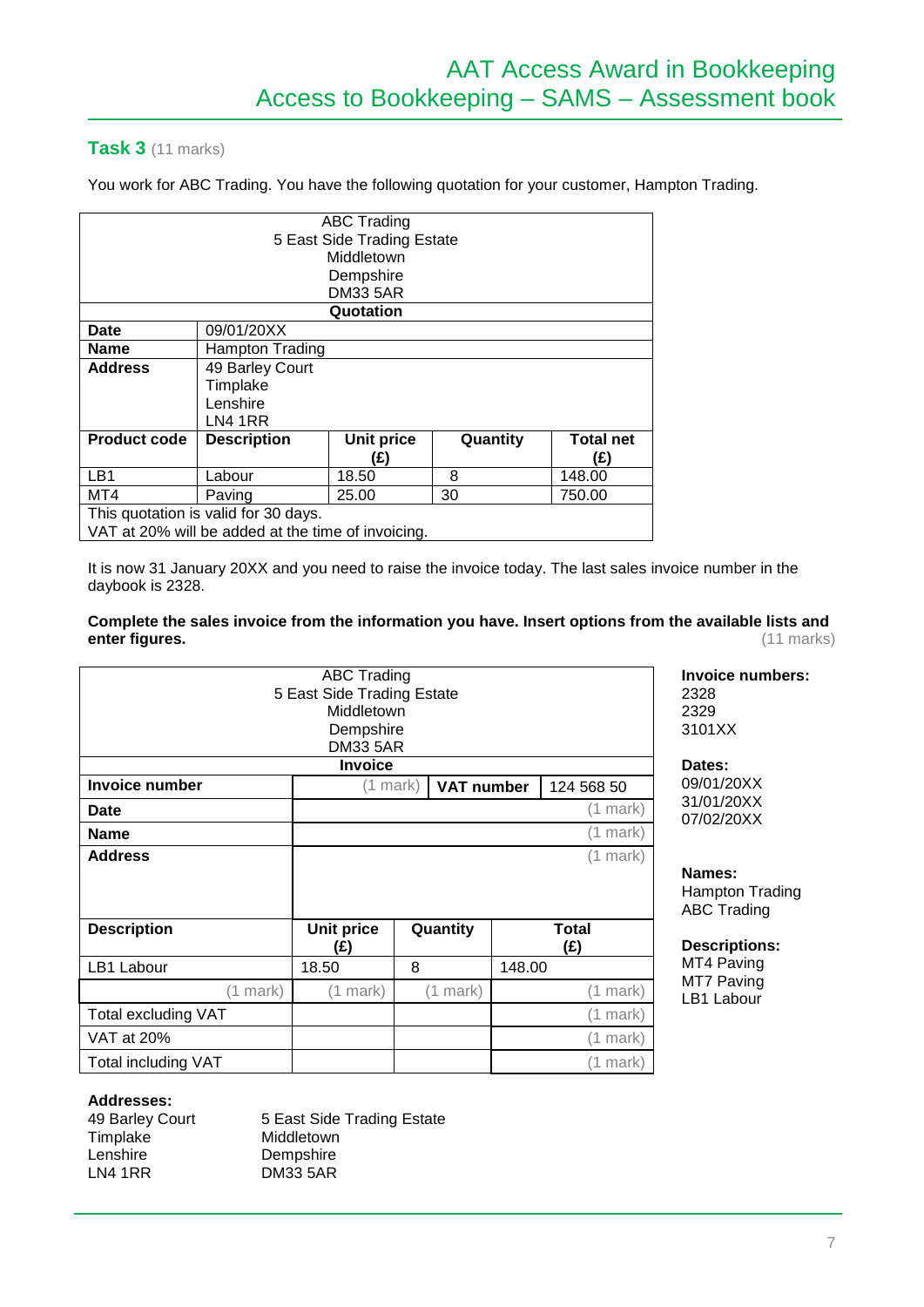## Task 3 (11 marks)

You work for ABC Trading. You have the following quotation for your customer, Hampton Trading.

| ABC Trading<br>5 East Side Trading Estate<br>Middletown<br>Dempshire<br>DM33 5AR | | | | |
|---|---|---|---|---|
| **Quotation** | | | | |
| **Date** | 09/01/20XX | | | |
| **Name** | Hampton Trading | | | |
| **Address** | 49 Barley Court<br>Timplake<br>Lenshire<br>LN4 1RR | | | |
| **Product code** | **Description** | **Unit price (£)** | **Quantity** | **Total net (£)** |
| LB1 | Labour | 18.50 | 8 | 148.00 |
| MT4 | Paving | 25.00 | 30 | 750.00 |
| This quotation is valid for 30 days.<br>VAT at 20% will be added at the time of invoicing. | | | | |

It is now 31 January 20XX and you need to raise the invoice today. The last sales invoice number in the daybook is 2328.

**Complete the sales invoice from the information you have. Insert options from the available lists and enter figures.** (11 marks)

| ABC Trading<br>5 East Side Trading Estate<br>Middletown<br>Dempshire<br>DM33 5AR | | | |
|---|---|---|---|
| **Invoice** | | | |
| **Invoice number** | (1 mark) | **VAT number** | 124 568 50 |
| **Date** | (1 mark) | | |
| **Name** | (1 mark) | | |
| **Address** | (1 mark) | | |
| **Description** | **Unit price (£)** | **Quantity** | **Total (£)** |
| LB1 Labour | 18.50 | 8 | 148.00 |
| (1 mark) | (1 mark) | (1 mark) | (1 mark) |
| Total excluding VAT | | | (1 mark) |
| VAT at 20% | | | (1 mark) |
| Total including VAT | | | (1 mark) |

**Invoice numbers:**
2328
2329
3101XX

**Dates:**
09/01/20XX
31/01/20XX
07/02/20XX

**Names:**
Hampton Trading
ABC Trading

**Descriptions:**
MT4 Paving
MT7 Paving
LB1 Labour

**Addresses:**

| 49 Barley Court<br>Timplake<br>Lenshire<br>LN4 1RR | 5 East Side Trading Estate<br>Middletown<br>Dempshire<br>DM33 5AR |
|---|---|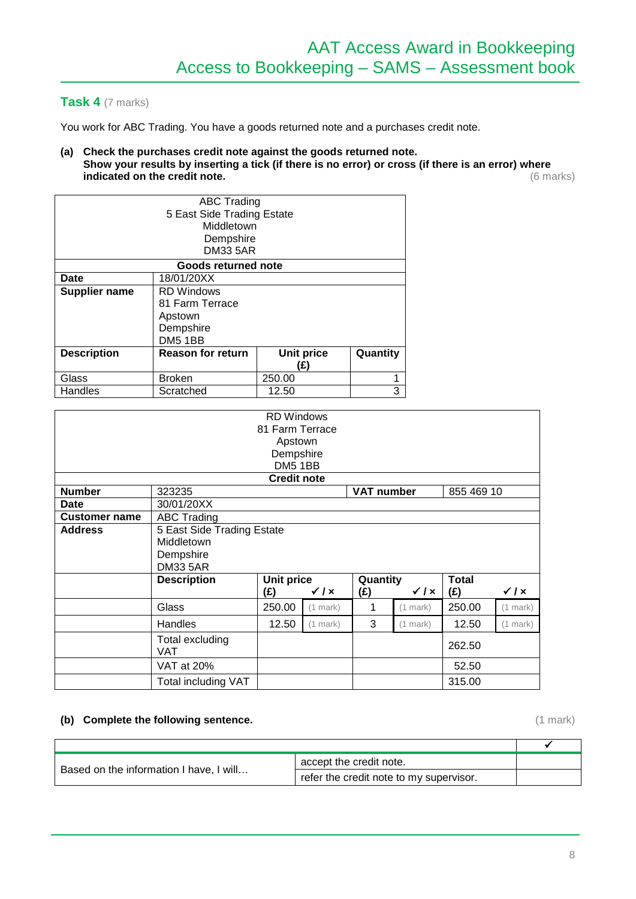## Task 4 (7 marks)

You work for ABC Trading. You have a goods returned note and a purchases credit note.

**(a) Check the purchases credit note against the goods returned note.**
**Show your results by inserting a tick (if there is no error) or cross (if there is an error) where indicated on the credit note.** (6 marks)

| ABC Trading<br>5 East Side Trading Estate<br>Middletown<br>Dempshire<br>DM33 5AR | | | |
|---|---|---|---|
| **Goods returned note** | | | |
| **Date** | 18/01/20XX | | |
| **Supplier name** | RD Windows<br>81 Farm Terrace<br>Apstown<br>Dempshire<br>DM5 1BB | | |
| **Description** | **Reason for return** | **Unit price (£)** | **Quantity** |
| Glass | Broken | 250.00 | 1 |
| Handles | Scratched | 12.50 | 3 |

| RD Windows<br>81 Farm Terrace<br>Apstown<br>Dempshire<br>DM5 1BB | | | | | | | |
|---|---|---|---|---|---|---|---|
| **Credit note** | | | | | | | |
| **Number** | 323235 | | | **VAT number** | | 855 469 10 | |
| **Date** | 30/01/20XX | | | | | | |
| **Customer name** | ABC Trading | | | | | | |
| **Address** | 5 East Side Trading Estate<br>Middletown<br>Dempshire<br>DM33 5AR | | | | | | |
| | **Description** | **Unit price (£)** | **✓ / ×** | **Quantity (£)** | **✓ / ×** | **Total (£)** | **✓ / ×** |
| | Glass | 250.00 | (1 mark) | 1 | (1 mark) | 250.00 | (1 mark) |
| | Handles | 12.50 | (1 mark) | 3 | (1 mark) | 12.50 | (1 mark) |
| | Total excluding VAT | | | | | 262.50 | |
| | VAT at 20% | | | | | 52.50 | |
| | Total including VAT | | | | | 315.00 | |

**(b) Complete the following sentence.** (1 mark)

| | | ✓ |
|---|---|---|
| Based on the information I have, I will… | accept the credit note. | |
| | refer the credit note to my supervisor. | |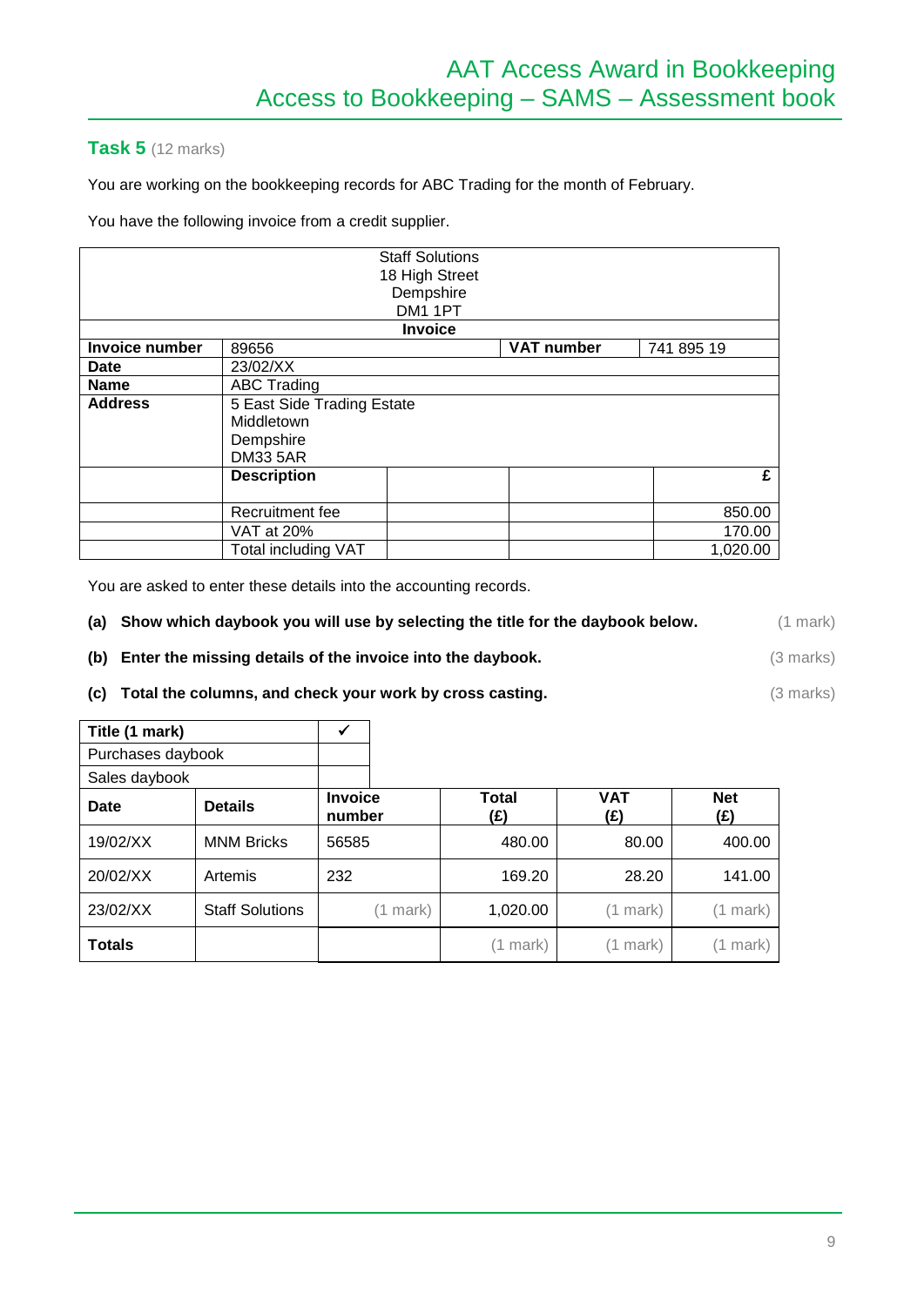## Task 5 (12 marks)

You are working on the bookkeeping records for ABC Trading for the month of February.

You have the following invoice from a credit supplier.

| Staff Solutions<br>18 High Street<br>Dempshire<br>DM1 1PT<br>**Invoice** | | | | |
|---|---|---|---|---|
| **Invoice number** | 89656 | | **VAT number** | 741 895 19 |
| **Date** | 23/02/XX | | | |
| **Name** | ABC Trading | | | |
| **Address** | 5 East Side Trading Estate<br>Middletown<br>Dempshire<br>DM33 5AR | | | |
| | **Description** | | | **£** |
| | Recruitment fee | | | 850.00 |
| | VAT at 20% | | | 170.00 |
| | Total including VAT | | | 1,020.00 |

You are asked to enter these details into the accounting records.

**(a) Show which daybook you will use by selecting the title for the daybook below.** (1 mark)

**(b) Enter the missing details of the invoice into the daybook.** (3 marks)

**(c) Total the columns, and check your work by cross casting.** (3 marks)

| **Title (1 mark)** | ✓ |
|---|---|
| Purchases daybook | |
| Sales daybook | |

| **Date** | **Details** | **Invoice number** | **Total (£)** | **VAT (£)** | **Net (£)** |
|---|---|---|---|---|---|
| 19/02/XX | MNM Bricks | 56585 | 480.00 | 80.00 | 400.00 |
| 20/02/XX | Artemis | 232 | 169.20 | 28.20 | 141.00 |
| 23/02/XX | Staff Solutions | (1 mark) | 1,020.00 | (1 mark) | (1 mark) |
| **Totals** | | | (1 mark) | (1 mark) | (1 mark) |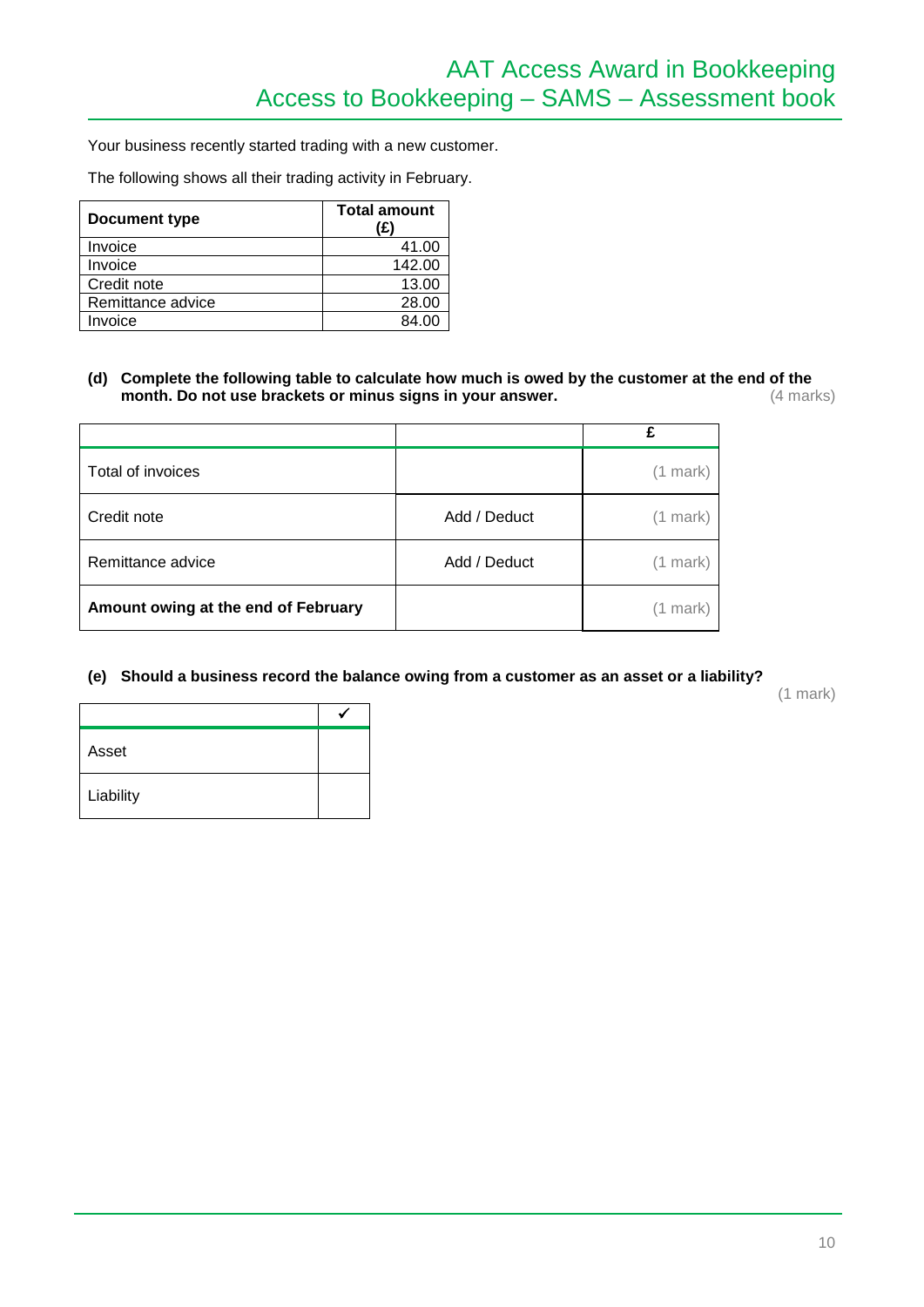Your business recently started trading with a new customer.

The following shows all their trading activity in February.

| Document type | Total amount (£) |
|---|---|
| Invoice | 41.00 |
| Invoice | 142.00 |
| Credit note | 13.00 |
| Remittance advice | 28.00 |
| Invoice | 84.00 |

**(d) Complete the following table to calculate how much is owed by the customer at the end of the month. Do not use brackets or minus signs in your answer.** (4 marks)

| | | £ |
|---|---|---|
| Total of invoices | | (1 mark) |
| Credit note | Add / Deduct | (1 mark) |
| Remittance advice | Add / Deduct | (1 mark) |
| **Amount owing at the end of February** | | (1 mark) |

**(e) Should a business record the balance owing from a customer as an asset or a liability?** (1 mark)

| | ✔ |
|---|---|
| Asset | |
| Liability | |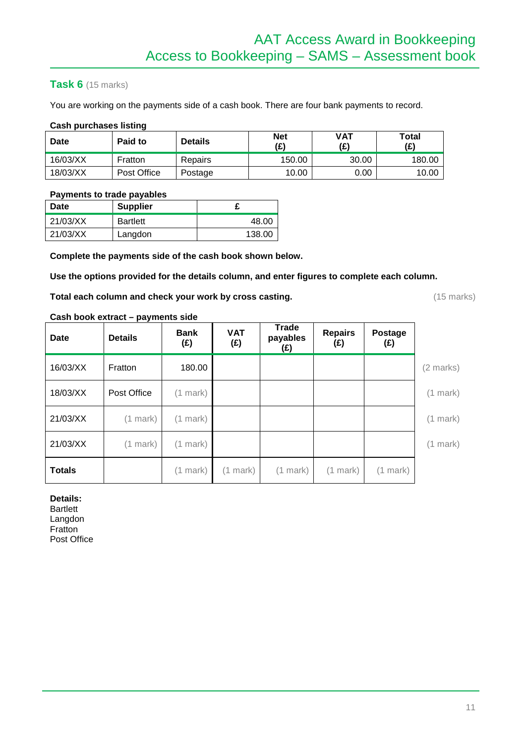## Task 6 (15 marks)

You are working on the payments side of a cash book. There are four bank payments to record.

**Cash purchases listing**

| Date | Paid to | Details | Net (£) | VAT (£) | Total (£) |
|---|---|---|---|---|---|
| 16/03/XX | Fratton | Repairs | 150.00 | 30.00 | 180.00 |
| 18/03/XX | Post Office | Postage | 10.00 | 0.00 | 10.00 |

**Payments to trade payables**

| Date | Supplier | £ |
|---|---|---|
| 21/03/XX | Bartlett | 48.00 |
| 21/03/XX | Langdon | 138.00 |

**Complete the payments side of the cash book shown below.**

**Use the options provided for the details column, and enter figures to complete each column.**

**Total each column and check your work by cross casting.** (15 marks)

**Cash book extract – payments side**

| Date | Details | Bank (£) | VAT (£) | Trade payables (£) | Repairs (£) | Postage (£) | |
|---|---|---|---|---|---|---|---|
| 16/03/XX | Fratton | 180.00 | | | | | (2 marks) |
| 18/03/XX | Post Office | (1 mark) | | | | | (1 mark) |
| 21/03/XX | (1 mark) | (1 mark) | | | | | (1 mark) |
| 21/03/XX | (1 mark) | (1 mark) | | | | | (1 mark) |
| **Totals** | | (1 mark) | (1 mark) | (1 mark) | (1 mark) | (1 mark) | |

**Details:**
Bartlett
Langdon
Fratton
Post Office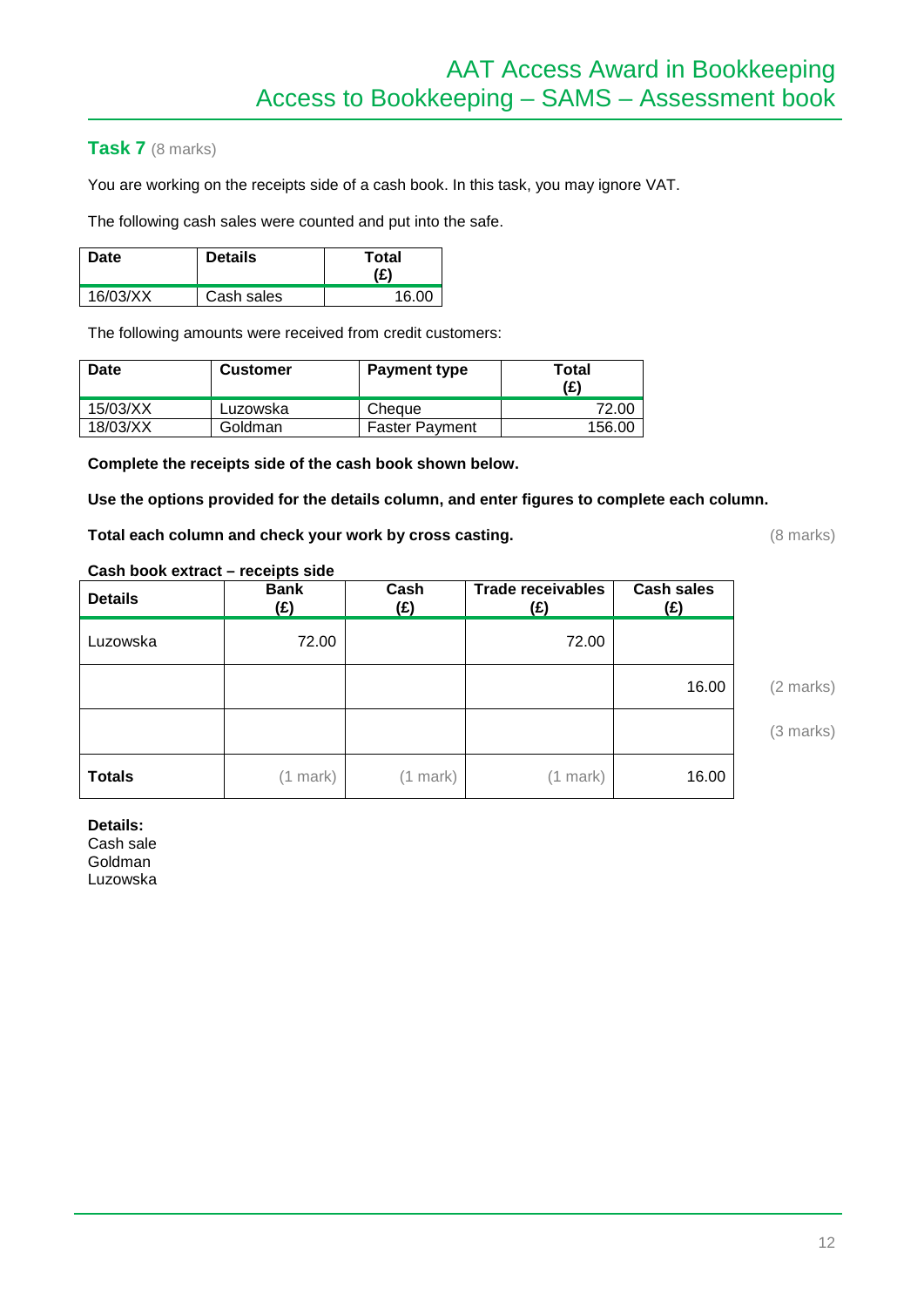## Task 7 (8 marks)

You are working on the receipts side of a cash book. In this task, you may ignore VAT.

The following cash sales were counted and put into the safe.

| Date | Details | Total (£) |
|---|---|---|
| 16/03/XX | Cash sales | 16.00 |

The following amounts were received from credit customers:

| Date | Customer | Payment type | Total (£) |
|---|---|---|---|
| 15/03/XX | Luzowska | Cheque | 72.00 |
| 18/03/XX | Goldman | Faster Payment | 156.00 |

**Complete the receipts side of the cash book shown below.**

**Use the options provided for the details column, and enter figures to complete each column.**

**Total each column and check your work by cross casting.** (8 marks)

**Cash book extract – receipts side**

| Details | Bank (£) | Cash (£) | Trade receivables (£) | Cash sales (£) | |
|---|---|---|---|---|---|
| Luzowska | 72.00 | | 72.00 | | |
| | | | | 16.00 | (2 marks) |
| | | | | | (3 marks) |
| **Totals** | (1 mark) | (1 mark) | (1 mark) | 16.00 | |

**Details:**
Cash sale
Goldman
Luzowska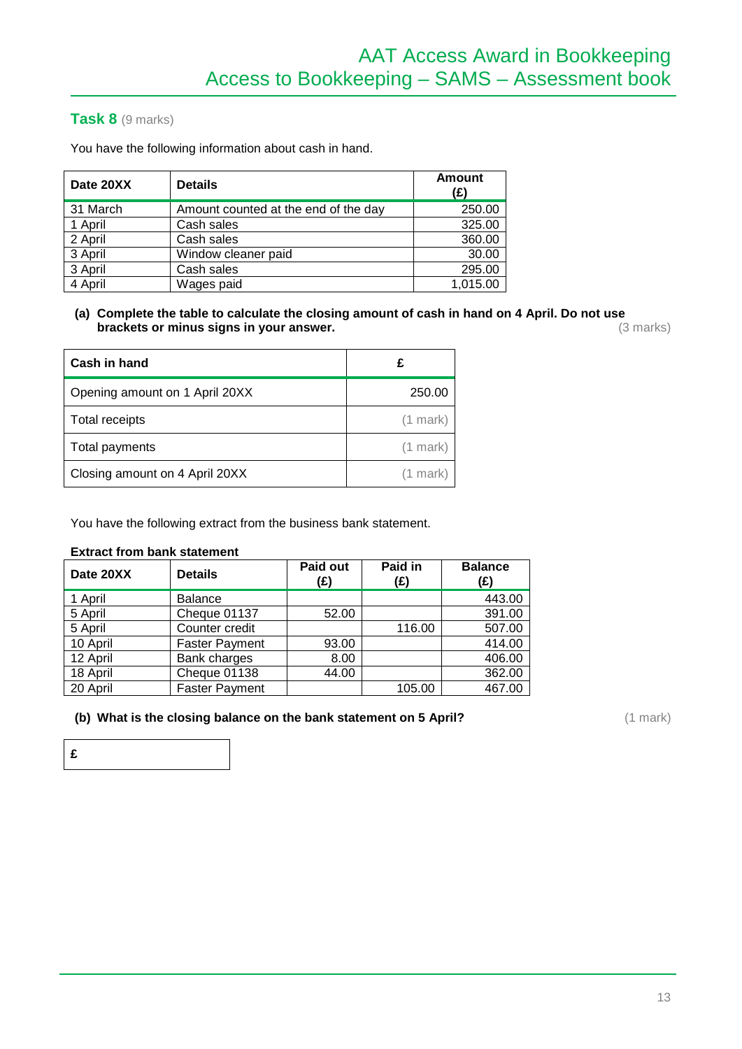### Task 8 (9 marks)

You have the following information about cash in hand.

| Date 20XX | Details | Amount (£) |
|---|---|---|
| 31 March | Amount counted at the end of the day | 250.00 |
| 1 April | Cash sales | 325.00 |
| 2 April | Cash sales | 360.00 |
| 3 April | Window cleaner paid | 30.00 |
| 3 April | Cash sales | 295.00 |
| 4 April | Wages paid | 1,015.00 |

**(a) Complete the table to calculate the closing amount of cash in hand on 4 April. Do not use brackets or minus signs in your answer.** (3 marks)

| Cash in hand | £ |
|---|---|
| Opening amount on 1 April 20XX | 250.00 |
| Total receipts | (1 mark) |
| Total payments | (1 mark) |
| Closing amount on 4 April 20XX | (1 mark) |

You have the following extract from the business bank statement.

**Extract from bank statement**

| Date 20XX | Details | Paid out (£) | Paid in (£) | Balance (£) |
|---|---|---|---|---|
| 1 April | Balance | | | 443.00 |
| 5 April | Cheque 01137 | 52.00 | | 391.00 |
| 5 April | Counter credit | | 116.00 | 507.00 |
| 10 April | Faster Payment | 93.00 | | 414.00 |
| 12 April | Bank charges | 8.00 | | 406.00 |
| 18 April | Cheque 01138 | 44.00 | | 362.00 |
| 20 April | Faster Payment | | 105.00 | 467.00 |

**(b) What is the closing balance on the bank statement on 5 April?** (1 mark)

| £ |
|---|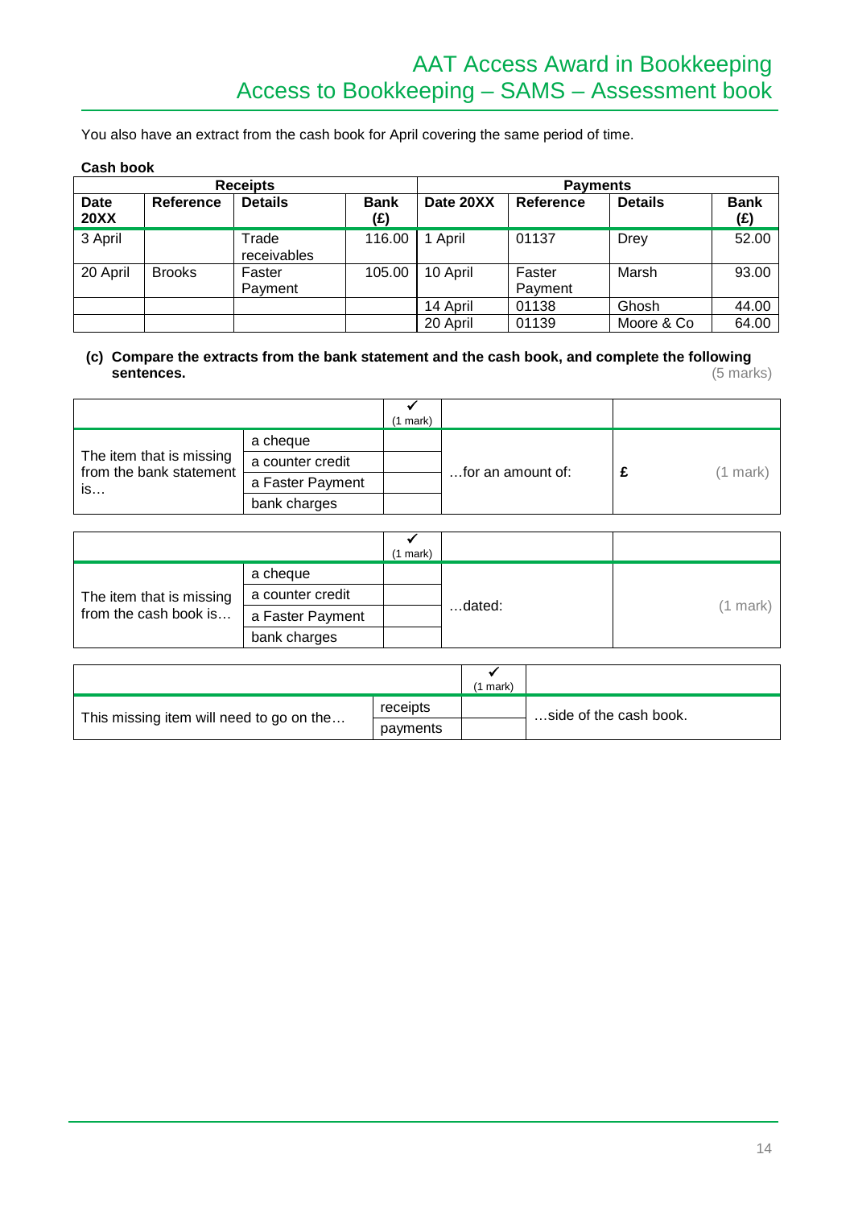You also have an extract from the cash book for April covering the same period of time.

**Cash book**

| Receipts | | | | Payments | | | |
|---|---|---|---|---|---|---|---|
| **Date 20XX** | **Reference** | **Details** | **Bank (£)** | **Date 20XX** | **Reference** | **Details** | **Bank (£)** |
| 3 April | | Trade receivables | 116.00 | 1 April | 01137 | Drey | 52.00 |
| 20 April | Brooks | Faster Payment | 105.00 | 10 April | Faster Payment | Marsh | 93.00 |
| | | | | 14 April | 01138 | Ghosh | 44.00 |
| | | | | 20 April | 01139 | Moore & Co | 64.00 |

**(c) Compare the extracts from the bank statement and the cash book, and complete the following sentences.** (5 marks)

| | | ✔ (1 mark) | | |
|---|---|---|---|---|
| The item that is missing from the bank statement is… | a cheque | | …for an amount of: | £ (1 mark) |
| | a counter credit | | | |
| | a Faster Payment | | | |
| | bank charges | | | |

| | | ✔ (1 mark) | | |
|---|---|---|---|---|
| The item that is missing from the cash book is… | a cheque | | …dated: | (1 mark) |
| | a counter credit | | | |
| | a Faster Payment | | | |
| | bank charges | | | |

| | | ✔ (1 mark) | |
|---|---|---|---|
| This missing item will need to go on the… | receipts | | …side of the cash book. |
| | payments | | |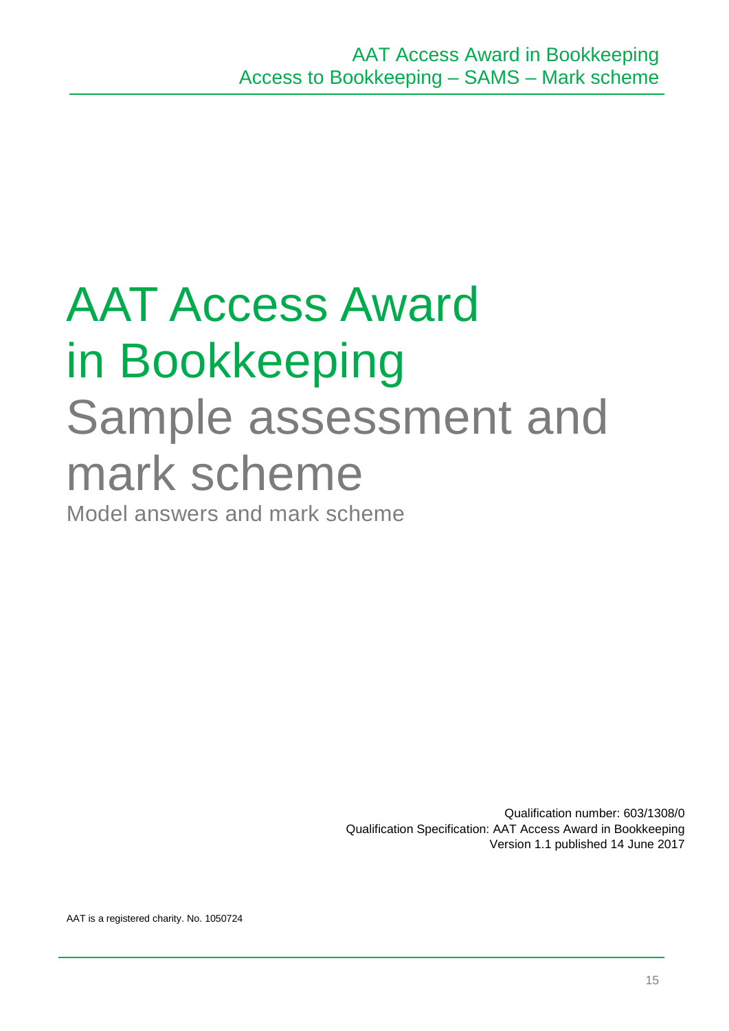# AAT Access Award in Bookkeeping

# Sample assessment and mark scheme

Model answers and mark scheme

Qualification number: 603/1308/0
Qualification Specification: AAT Access Award in Bookkeeping
Version 1.1 published 14 June 2017

AAT is a registered charity. No. 1050724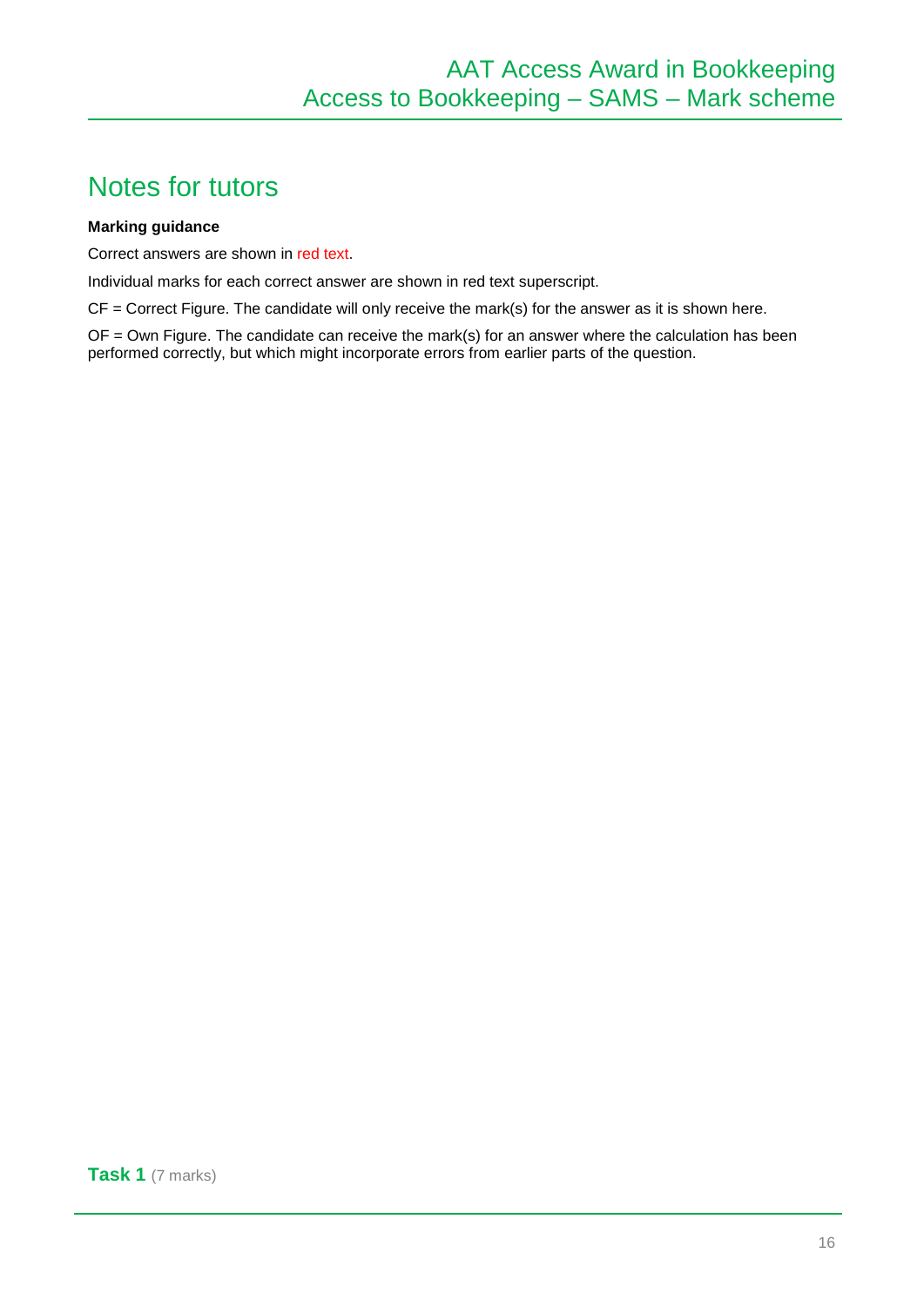# Notes for tutors

**Marking guidance**

Correct answers are shown in red text.

Individual marks for each correct answer are shown in red text superscript.

CF = Correct Figure. The candidate will only receive the mark(s) for the answer as it is shown here.

OF = Own Figure. The candidate can receive the mark(s) for an answer where the calculation has been performed correctly, but which might incorporate errors from earlier parts of the question.

## Task 1 (7 marks)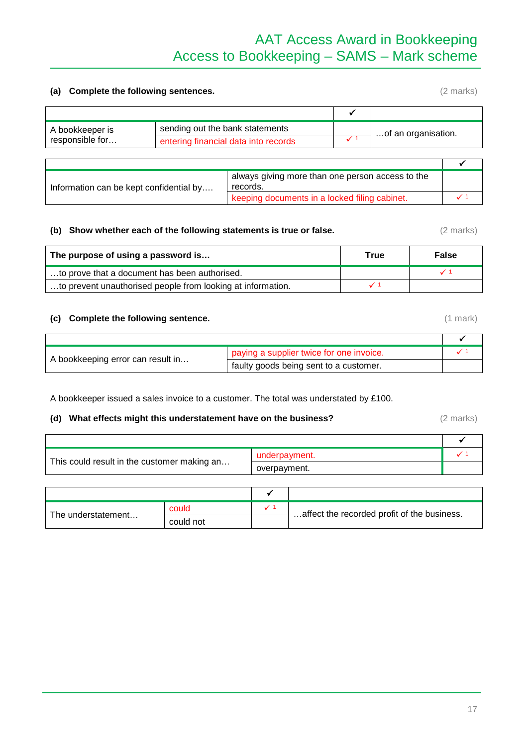**(a) Complete the following sentences.** (2 marks)

| | | ✔ | |
|---|---|---|---|
| A bookkeeper is responsible for… | sending out the bank statements | | …of an organisation. |
| | entering financial data into records | ✓ 1 | |

| | | ✔ |
|---|---|---|
| Information can be kept confidential by…. | always giving more than one person access to the records. | |
| | keeping documents in a locked filing cabinet. | ✓ 1 |

**(b) Show whether each of the following statements is true or false.** (2 marks)

| The purpose of using a password is… | True | False |
|---|---|---|
| …to prove that a document has been authorised. | | ✓ 1 |
| …to prevent unauthorised people from looking at information. | ✓ 1 | |

**(c) Complete the following sentence.** (1 mark)

| | | ✔ |
|---|---|---|
| A bookkeeping error can result in… | paying a supplier twice for one invoice. | ✓ 1 |
| | faulty goods being sent to a customer. | |

A bookkeeper issued a sales invoice to a customer. The total was understated by £100.

**(d) What effects might this understatement have on the business?** (2 marks)

| | | ✔ |
|---|---|---|
| This could result in the customer making an… | underpayment. | ✓ 1 |
| | overpayment. | |

| | | ✔ | |
|---|---|---|---|
| The understatement… | could | ✓ 1 | …affect the recorded profit of the business. |
| | could not | | |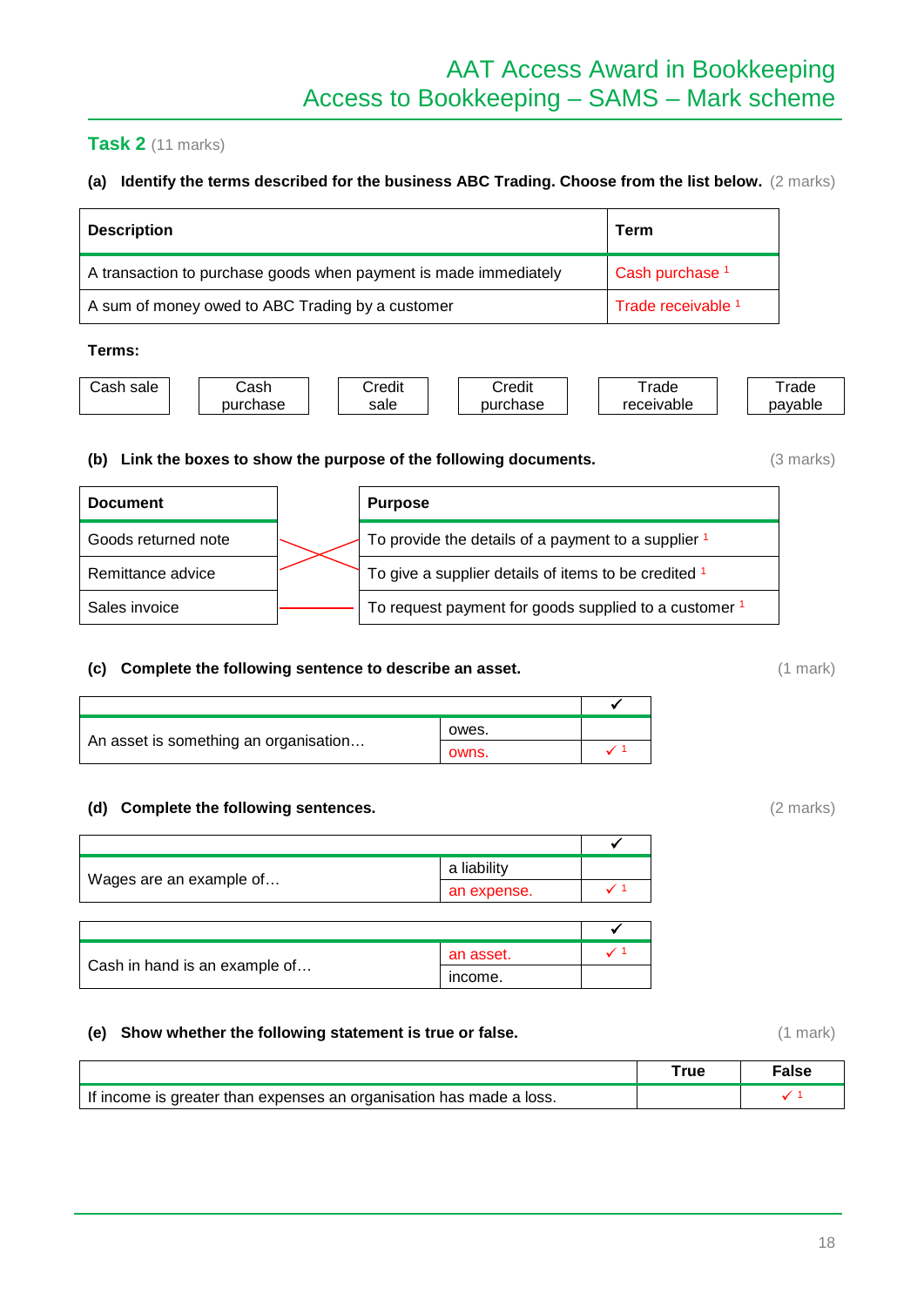## Task 2 (11 marks)

**(a) Identify the terms described for the business ABC Trading. Choose from the list below.** (2 marks)

| Description | Term |
|---|---|
| A transaction to purchase goods when payment is made immediately | Cash purchase [1] |
| A sum of money owed to ABC Trading by a customer | Trade receivable [1] |

**Terms:**

| Cash sale | Cash purchase | Credit sale | Credit purchase | Trade receivable | Trade payable |
|---|---|---|---|---|---|

**(b) Link the boxes to show the purpose of the following documents.** (3 marks)

| Document | Purpose |
|---|---|
| Goods returned note | To give a supplier details of items to be credited [1] |
| Remittance advice | To provide the details of a payment to a supplier [1] |
| Sales invoice | To request payment for goods supplied to a customer [1] |

**(c) Complete the following sentence to describe an asset.** (1 mark)

| | | ✔ |
|---|---|---|
| An asset is something an organisation… | owes. | |
| | owns. | ✓ [1] |

**(d) Complete the following sentences.** (2 marks)

| | | ✔ |
|---|---|---|
| Wages are an example of… | a liability | |
| | an expense. | ✓ [1] |

| | | ✔ |
|---|---|---|
| Cash in hand is an example of… | an asset. | ✓ [1] |
| | income. | |

**(e) Show whether the following statement is true or false.** (1 mark)

| | True | False |
|---|---|---|
| If income is greater than expenses an organisation has made a loss. | | ✓ [1] |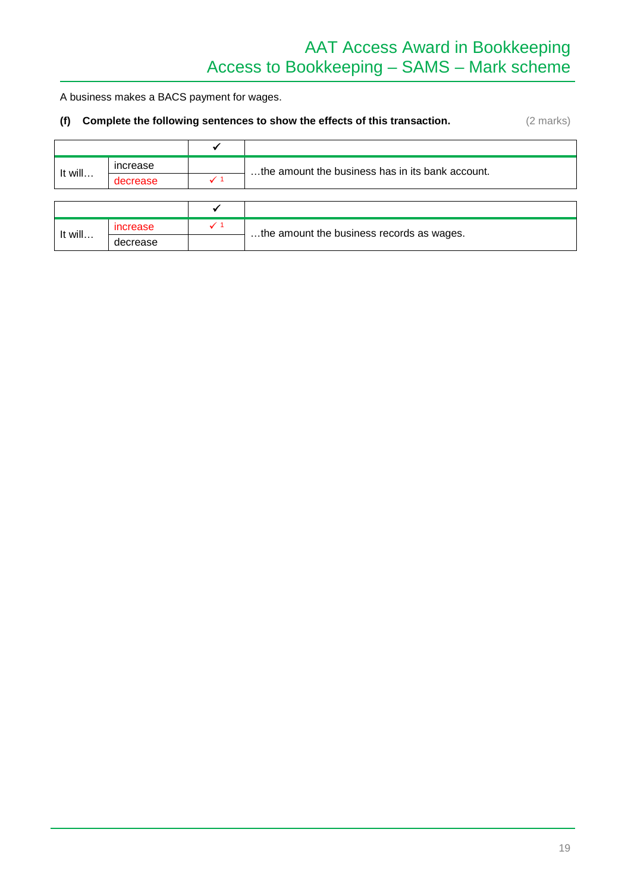A business makes a BACS payment for wages.

**(f) Complete the following sentences to show the effects of this transaction.** (2 marks)

| | | ✔ | |
|---|---|---|---|
| It will… | increase | | …the amount the business has in its bank account. |
| | decrease | ✓ 1 | |

| | | ✔ | |
|---|---|---|---|
| It will… | increase | ✓ 1 | …the amount the business records as wages. |
| | decrease | | |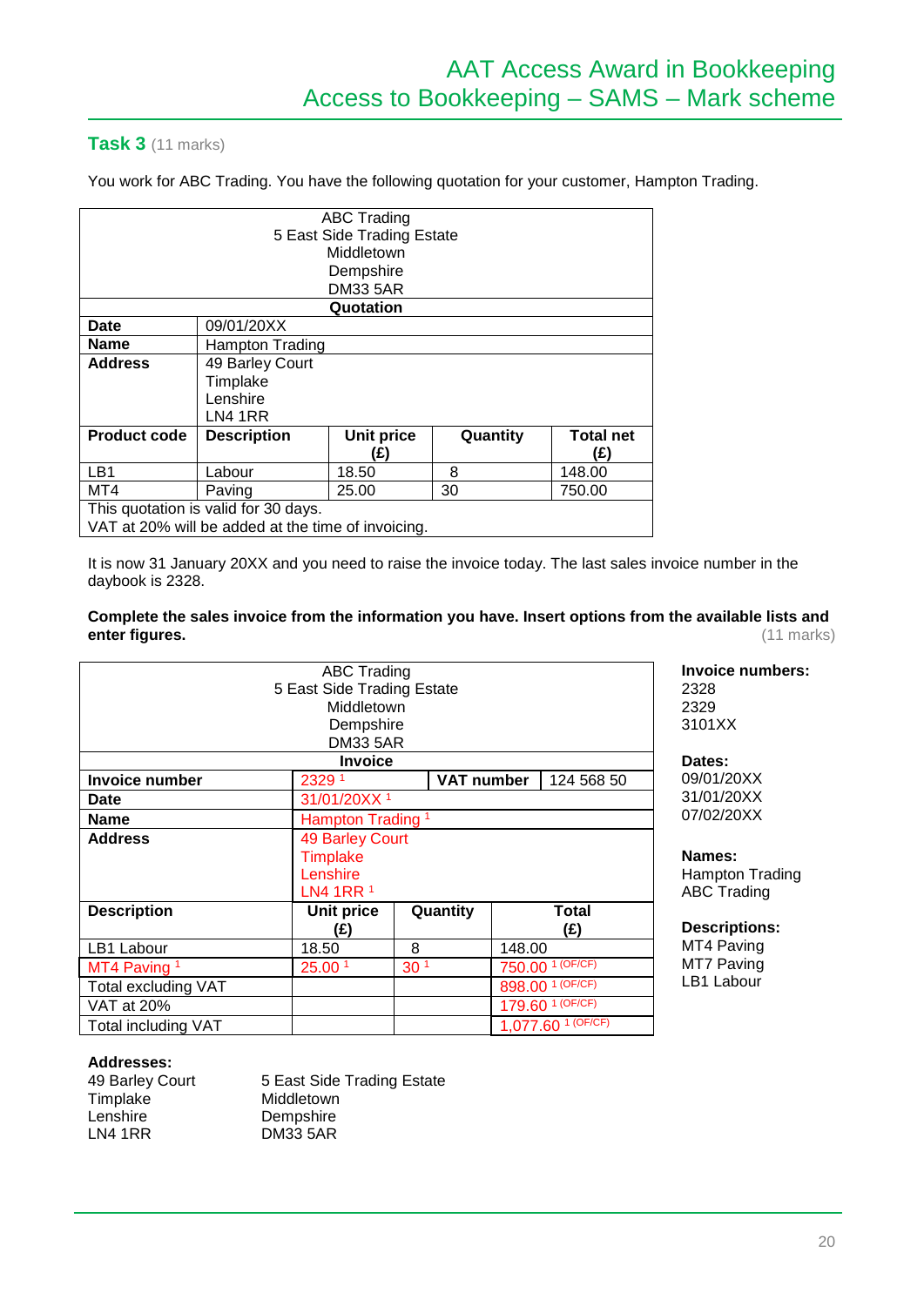## Task 3 (11 marks)

You work for ABC Trading. You have the following quotation for your customer, Hampton Trading.

| ABC Trading<br>5 East Side Trading Estate<br>Middletown<br>Dempshire<br>DM33 5AR | | | | |
|---|---|---|---|---|
| **Quotation** | | | | |
| **Date** | 09/01/20XX | | | |
| **Name** | Hampton Trading | | | |
| **Address** | 49 Barley Court<br>Timplake<br>Lenshire<br>LN4 1RR | | | |
| **Product code** | **Description** | **Unit price (£)** | **Quantity** | **Total net (£)** |
| LB1 | Labour | 18.50 | 8 | 148.00 |
| MT4 | Paving | 25.00 | 30 | 750.00 |
| This quotation is valid for 30 days.<br>VAT at 20% will be added at the time of invoicing. | | | | |

It is now 31 January 20XX and you need to raise the invoice today. The last sales invoice number in the daybook is 2328.

**Complete the sales invoice from the information you have. Insert options from the available lists and enter figures.** (11 marks)

| ABC Trading<br>5 East Side Trading Estate<br>Middletown<br>Dempshire<br>DM33 5AR | | | |
|---|---|---|---|
| **Invoice** | | | |
| **Invoice number** | 2329 [1] | **VAT number** | 124 568 50 |
| **Date** | 31/01/20XX [1] | | |
| **Name** | Hampton Trading [1] | | |
| **Address** | 49 Barley Court<br>Timplake<br>Lenshire<br>LN4 1RR [1] | | |
| **Description** | **Unit price (£)** | **Quantity** | **Total (£)** |
| LB1 Labour | 18.50 | 8 | 148.00 |
| MT4 Paving [1] | 25.00 [1] | 30 [1] | 750.00 [1 (OF/CF)] |
| Total excluding VAT | | | 898.00 [1 (OF/CF)] |
| VAT at 20% | | | 179.60 [1 (OF/CF)] |
| Total including VAT | | | 1,077.60 [1 (OF/CF)] |

**Invoice numbers:**
2328
2329
3101XX

**Dates:**
09/01/20XX
31/01/20XX
07/02/20XX

**Names:**
Hampton Trading
ABC Trading

**Descriptions:**
MT4 Paving
MT7 Paving
LB1 Labour

**Addresses:**

| | |
|---|---|
| 49 Barley Court<br>Timplake<br>Lenshire<br>LN4 1RR | 5 East Side Trading Estate<br>Middletown<br>Dempshire<br>DM33 5AR |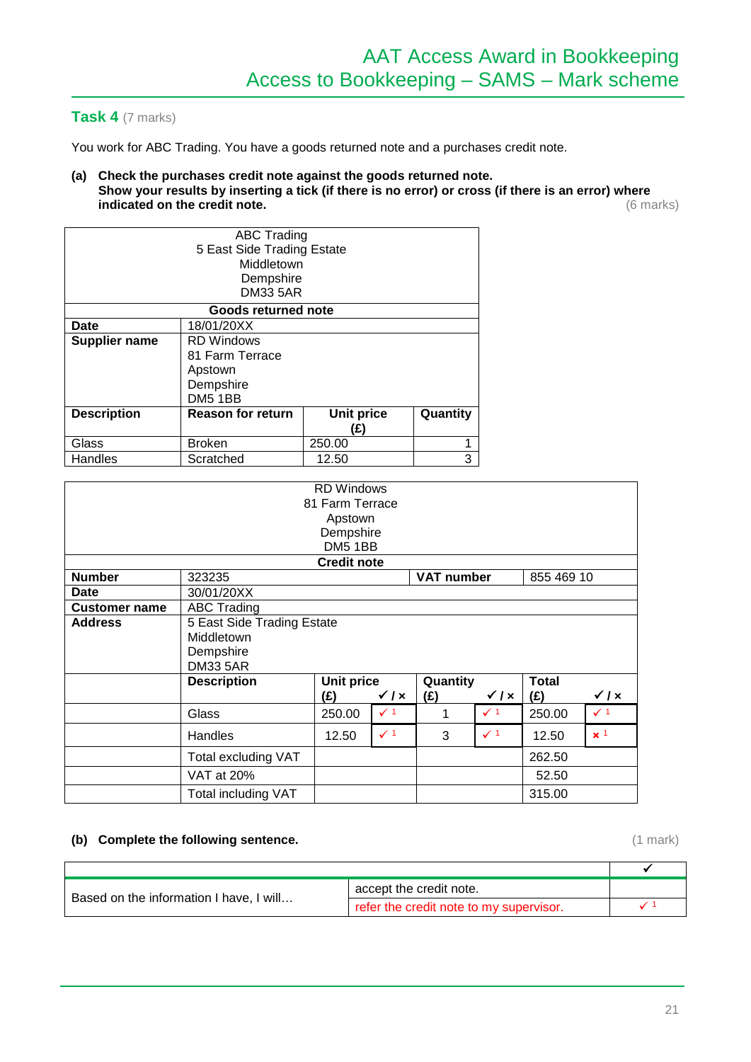## Task 4 (7 marks)

You work for ABC Trading. You have a goods returned note and a purchases credit note.

**(a) Check the purchases credit note against the goods returned note.**
**Show your results by inserting a tick (if there is no error) or cross (if there is an error) where indicated on the credit note.** (6 marks)

| ABC Trading<br>5 East Side Trading Estate<br>Middletown<br>Dempshire<br>DM33 5AR | | | |
|---|---|---|---|
| **Goods returned note** | | | |
| **Date** | 18/01/20XX | | |
| **Supplier name** | RD Windows<br>81 Farm Terrace<br>Apstown<br>Dempshire<br>DM5 1BB | | |
| **Description** | **Reason for return** | **Unit price (£)** | **Quantity** |
| Glass | Broken | 250.00 | 1 |
| Handles | Scratched | 12.50 | 3 |

| RD Windows<br>81 Farm Terrace<br>Apstown<br>Dempshire<br>DM5 1BB | | | | | | |
|---|---|---|---|---|---|---|
| **Credit note** | | | | | | |
| **Number** | 323235 | | **VAT number** | | 855 469 10 | |
| **Date** | 30/01/20XX | | | | | |
| **Customer name** | ABC Trading | | | | | |
| **Address** | 5 East Side Trading Estate<br>Middletown<br>Dempshire<br>DM33 5AR | | | | | |
| | **Description** | **Unit price (£)** ✓ / × | | **Quantity (£)** ✓ / × | | **Total (£)** ✓ / × |
| | Glass | 250.00 | ✓ 1 | 1 ✓ 1 | 250.00 | ✓ 1 |
| | Handles | 12.50 | ✓ 1 | 3 ✓ 1 | 12.50 | × 1 |
| | Total excluding VAT | | | | 262.50 | |
| | VAT at 20% | | | | 52.50 | |
| | Total including VAT | | | | 315.00 | |

**(b) Complete the following sentence.** (1 mark)

| | | ✓ |
|---|---|---|
| Based on the information I have, I will… | accept the credit note. | |
| | refer the credit note to my supervisor. | ✓ 1 |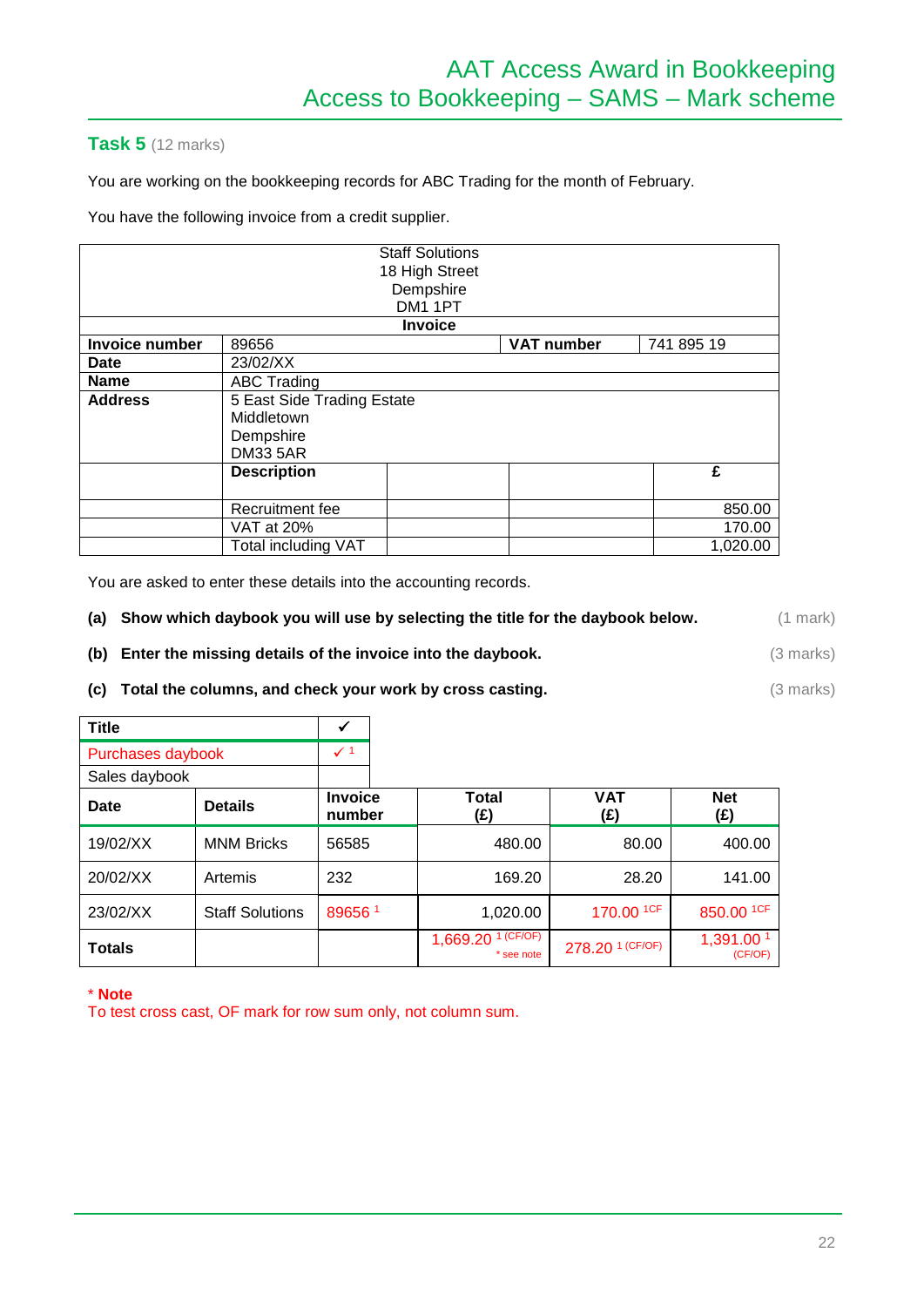## Task 5 (12 marks)

You are working on the bookkeeping records for ABC Trading for the month of February.

You have the following invoice from a credit supplier.

| Staff Solutions<br>18 High Street<br>Dempshire<br>DM1 1PT<br>**Invoice** | | | | |
|---|---|---|---|---|
| **Invoice number** | 89656 | | **VAT number** | 741 895 19 |
| **Date** | 23/02/XX | | | |
| **Name** | ABC Trading | | | |
| **Address** | 5 East Side Trading Estate<br>Middletown<br>Dempshire<br>DM33 5AR | | | |
| | **Description** | | | **£** |
| | Recruitment fee | | | 850.00 |
| | VAT at 20% | | | 170.00 |
| | Total including VAT | | | 1,020.00 |

You are asked to enter these details into the accounting records.

**(a) Show which daybook you will use by selecting the title for the daybook below.** (1 mark)

**(b) Enter the missing details of the invoice into the daybook.** (3 marks)

**(c) Total the columns, and check your work by cross casting.** (3 marks)

| **Title** | ✓ |
|---|---|
| Purchases daybook | ✓ [1] |
| Sales daybook | |

| **Date** | **Details** | **Invoice number** | **Total (£)** | **VAT (£)** | **Net (£)** |
|---|---|---|---|---|---|
| 19/02/XX | MNM Bricks | 56585 | 480.00 | 80.00 | 400.00 |
| 20/02/XX | Artemis | 232 | 169.20 | 28.20 | 141.00 |
| 23/02/XX | Staff Solutions | 89656 [1] | 1,020.00 | 170.00 [1CF] | 850.00 [1CF] |
| **Totals** | | | 1,669.20 [1 (CF/OF)] * see note | 278.20 [1 (CF/OF)] | 1,391.00 [1 (CF/OF)] |

**\* Note**

To test cross cast, OF mark for row sum only, not column sum.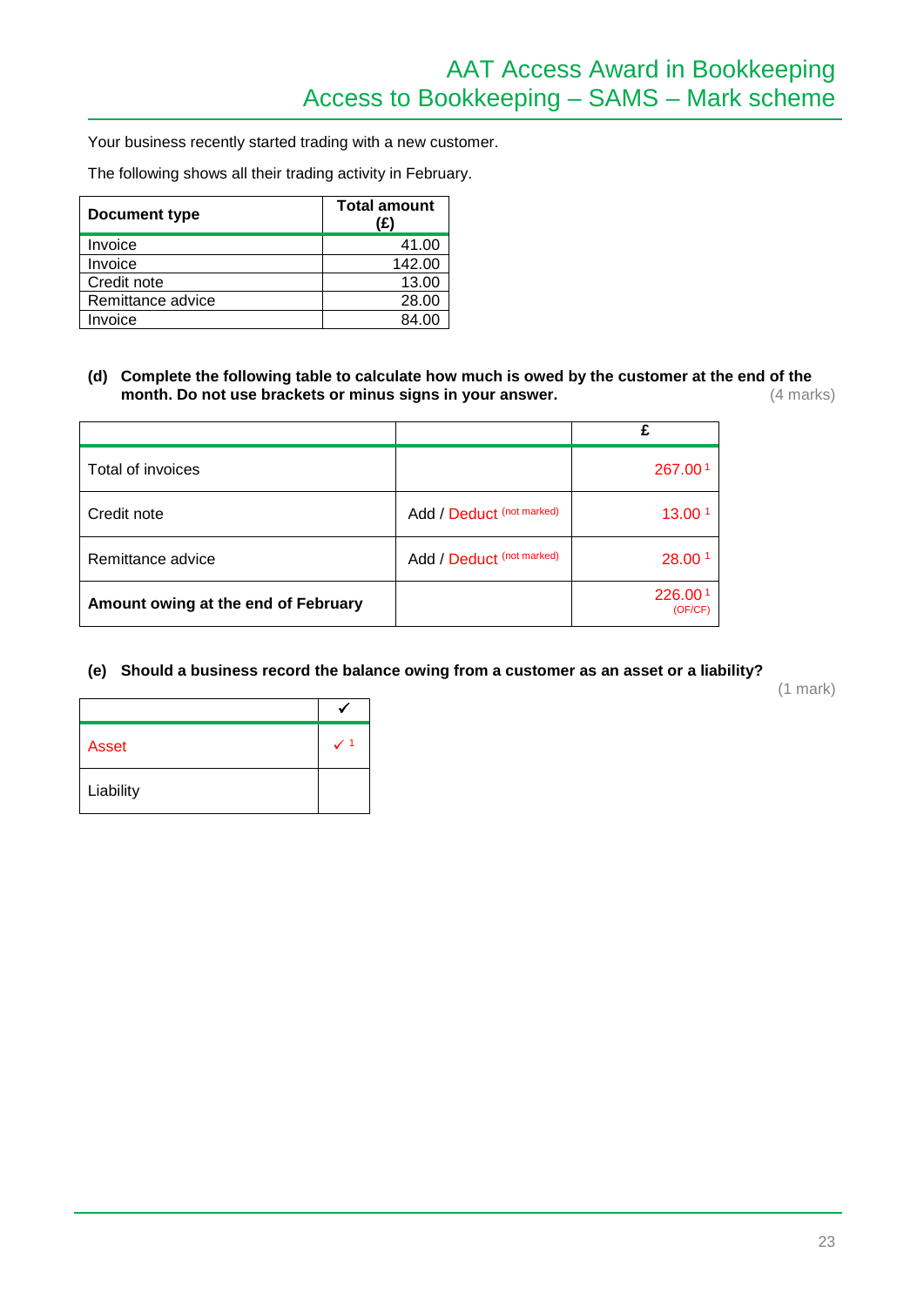Your business recently started trading with a new customer.

The following shows all their trading activity in February.

| Document type | Total amount (£) |
|---|---|
| Invoice | 41.00 |
| Invoice | 142.00 |
| Credit note | 13.00 |
| Remittance advice | 28.00 |
| Invoice | 84.00 |

**(d) Complete the following table to calculate how much is owed by the customer at the end of the month. Do not use brackets or minus signs in your answer.** (4 marks)

| | | £ |
|---|---|---|
| Total of invoices | | 267.00 [1] |
| Credit note | Add / Deduct (not marked) | 13.00 [1] |
| Remittance advice | Add / Deduct (not marked) | 28.00 [1] |
| **Amount owing at the end of February** | | 226.00 [1] (OF/CF) |

**(e) Should a business record the balance owing from a customer as an asset or a liability?** (1 mark)

| | ✓ |
|---|---|
| Asset | ✓ [1] |
| Liability | |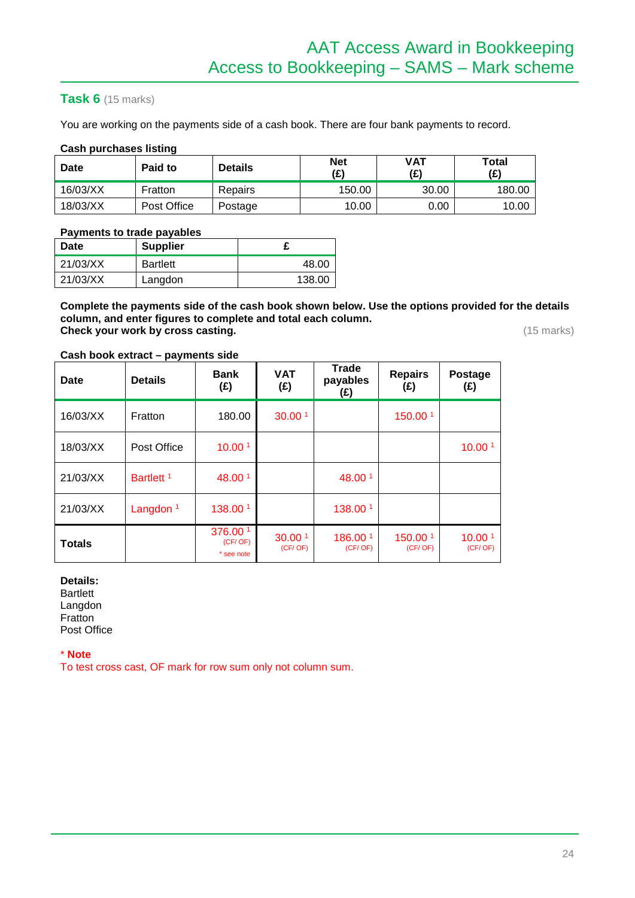## Task 6 (15 marks)

You are working on the payments side of a cash book. There are four bank payments to record.

**Cash purchases listing**

| Date | Paid to | Details | Net (£) | VAT (£) | Total (£) |
|---|---|---|---|---|---|
| 16/03/XX | Fratton | Repairs | 150.00 | 30.00 | 180.00 |
| 18/03/XX | Post Office | Postage | 10.00 | 0.00 | 10.00 |

**Payments to trade payables**

| Date | Supplier | £ |
|---|---|---|
| 21/03/XX | Bartlett | 48.00 |
| 21/03/XX | Langdon | 138.00 |

**Complete the payments side of the cash book shown below. Use the options provided for the details column, and enter figures to complete and total each column.**
**Check your work by cross casting.** (15 marks)

**Cash book extract – payments side**

| Date | Details | Bank (£) | VAT (£) | Trade payables (£) | Repairs (£) | Postage (£) |
|---|---|---|---|---|---|---|
| 16/03/XX | Fratton | 180.00 | 30.00 [1] | | 150.00 [1] | |
| 18/03/XX | Post Office | 10.00 [1] | | | | 10.00 [1] |
| 21/03/XX | Bartlett [1] | 48.00 [1] | | 48.00 [1] | | |
| 21/03/XX | Langdon [1] | 138.00 [1] | | 138.00 [1] | | |
| **Totals** | | 376.00 [1] (CF/ OF) * see note | 30.00 [1] (CF/ OF) | 186.00 [1] (CF/ OF) | 150.00 [1] (CF/ OF) | 10.00 [1] (CF/ OF) |

**Details:**
Bartlett
Langdon
Fratton
Post Office

**\* Note**
To test cross cast, OF mark for row sum only not column sum.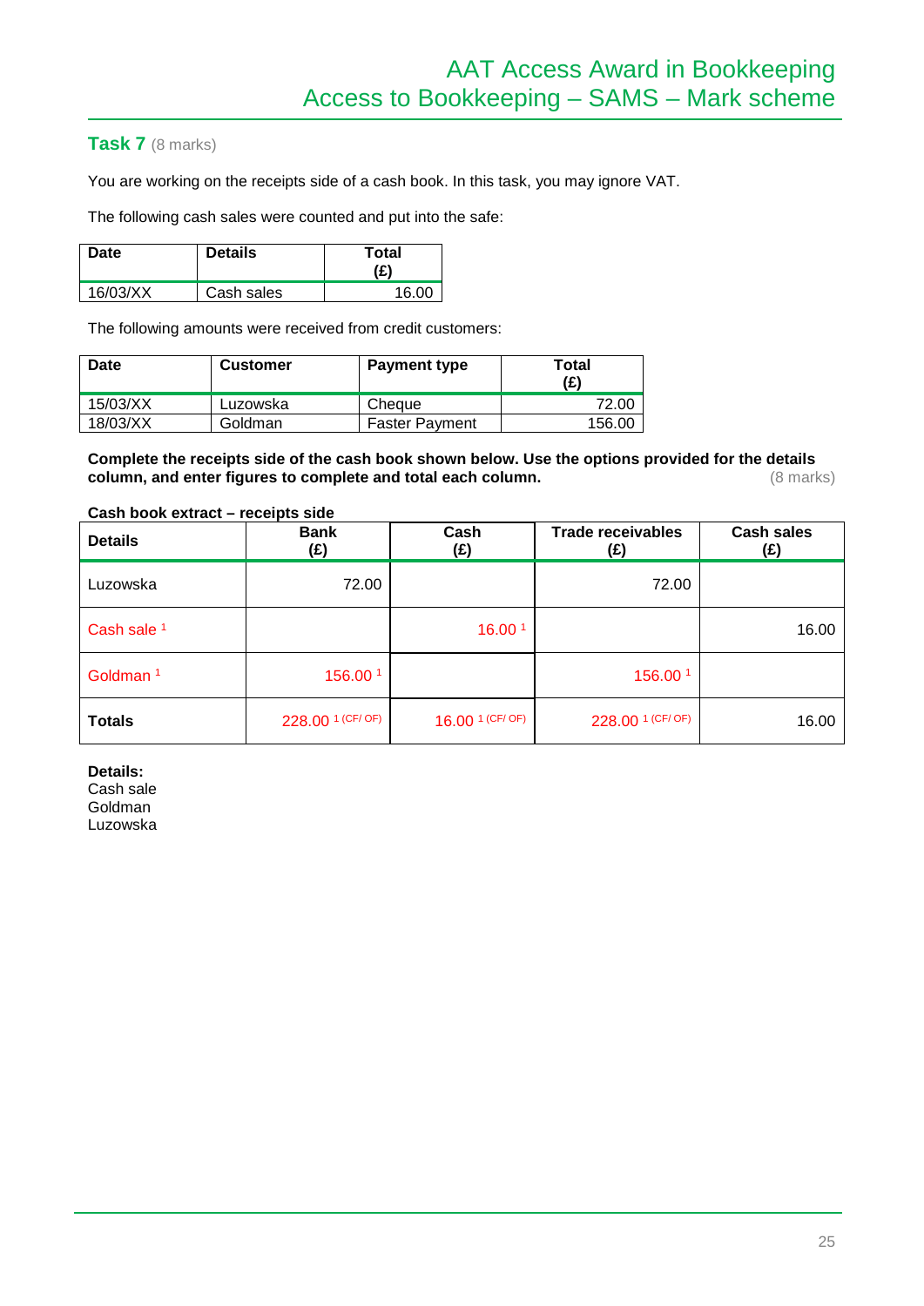## Task 7 (8 marks)

You are working on the receipts side of a cash book. In this task, you may ignore VAT.

The following cash sales were counted and put into the safe:

| Date | Details | Total (£) |
|---|---|---|
| 16/03/XX | Cash sales | 16.00 |

The following amounts were received from credit customers:

| Date | Customer | Payment type | Total (£) |
|---|---|---|---|
| 15/03/XX | Luzowska | Cheque | 72.00 |
| 18/03/XX | Goldman | Faster Payment | 156.00 |

**Complete the receipts side of the cash book shown below. Use the options provided for the details column, and enter figures to complete and total each column.** (8 marks)

**Cash book extract – receipts side**

| Details | Bank (£) | Cash (£) | Trade receivables (£) | Cash sales (£) |
|---|---|---|---|---|
| Luzowska | 72.00 | | 72.00 | |
| Cash sale [1] | | 16.00 [1] | | 16.00 |
| Goldman [1] | 156.00 [1] | | 156.00 [1] | |
| **Totals** | 228.00 [1 (CF/ OF)] | 16.00 [1 (CF/ OF)] | 228.00 [1 (CF/ OF)] | 16.00 |

**Details:**
Cash sale
Goldman
Luzowska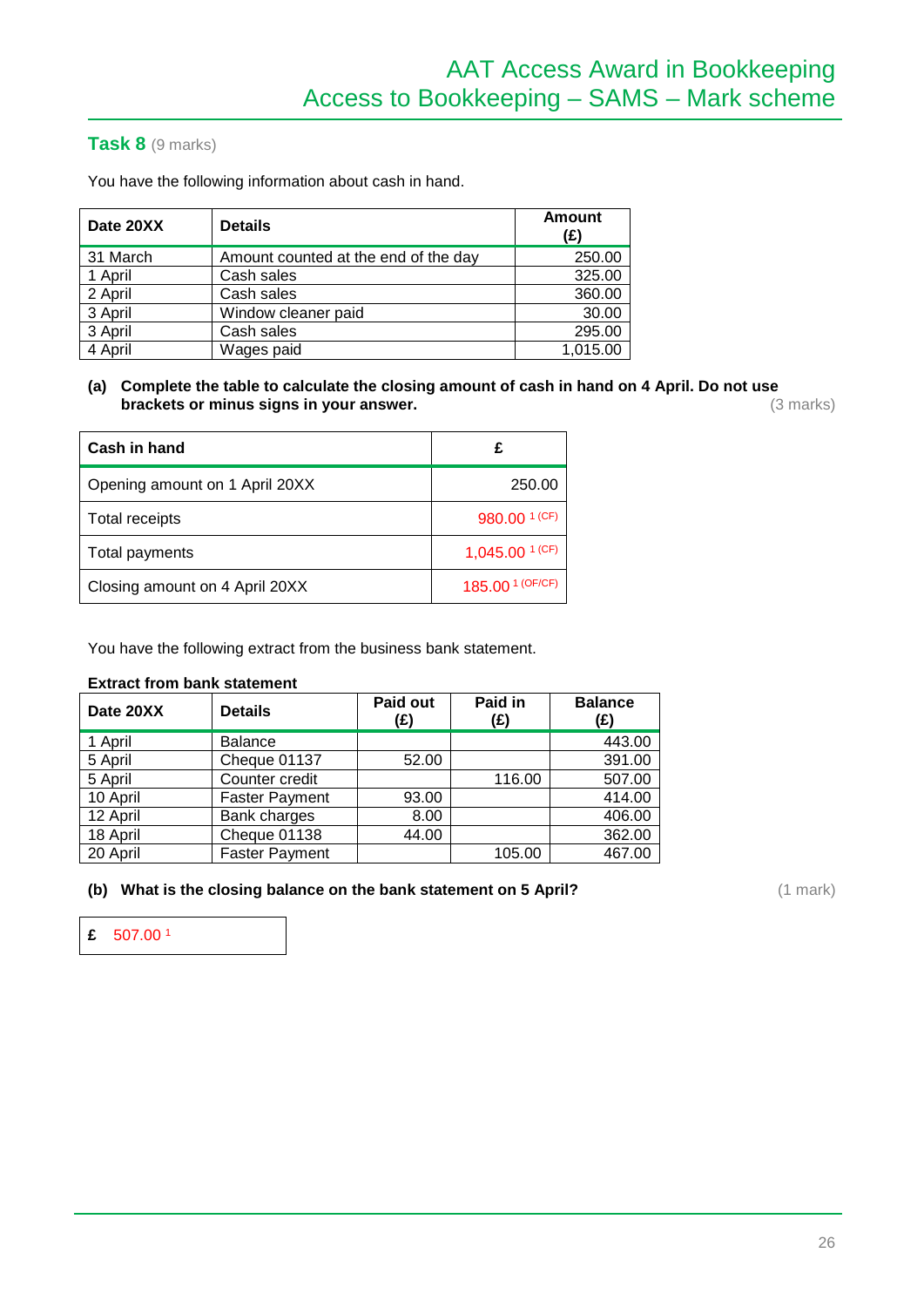## Task 8 (9 marks)

You have the following information about cash in hand.

| Date 20XX | Details | Amount (£) |
|---|---|---|
| 31 March | Amount counted at the end of the day | 250.00 |
| 1 April | Cash sales | 325.00 |
| 2 April | Cash sales | 360.00 |
| 3 April | Window cleaner paid | 30.00 |
| 3 April | Cash sales | 295.00 |
| 4 April | Wages paid | 1,015.00 |

**(a) Complete the table to calculate the closing amount of cash in hand on 4 April. Do not use brackets or minus signs in your answer.** (3 marks)

| Cash in hand | £ |
|---|---|
| Opening amount on 1 April 20XX | 250.00 |
| Total receipts | 980.00 [1 (CF)] |
| Total payments | 1,045.00 [1 (CF)] |
| Closing amount on 4 April 20XX | 185.00 [1 (OF/CF)] |

You have the following extract from the business bank statement.

**Extract from bank statement**

| Date 20XX | Details | Paid out (£) | Paid in (£) | Balance (£) |
|---|---|---|---|---|
| 1 April | Balance | | | 443.00 |
| 5 April | Cheque 01137 | 52.00 | | 391.00 |
| 5 April | Counter credit | | 116.00 | 507.00 |
| 10 April | Faster Payment | 93.00 | | 414.00 |
| 12 April | Bank charges | 8.00 | | 406.00 |
| 18 April | Cheque 01138 | 44.00 | | 362.00 |
| 20 April | Faster Payment | | 105.00 | 467.00 |

**(b) What is the closing balance on the bank statement on 5 April?** (1 mark)

£ 507.00 [1]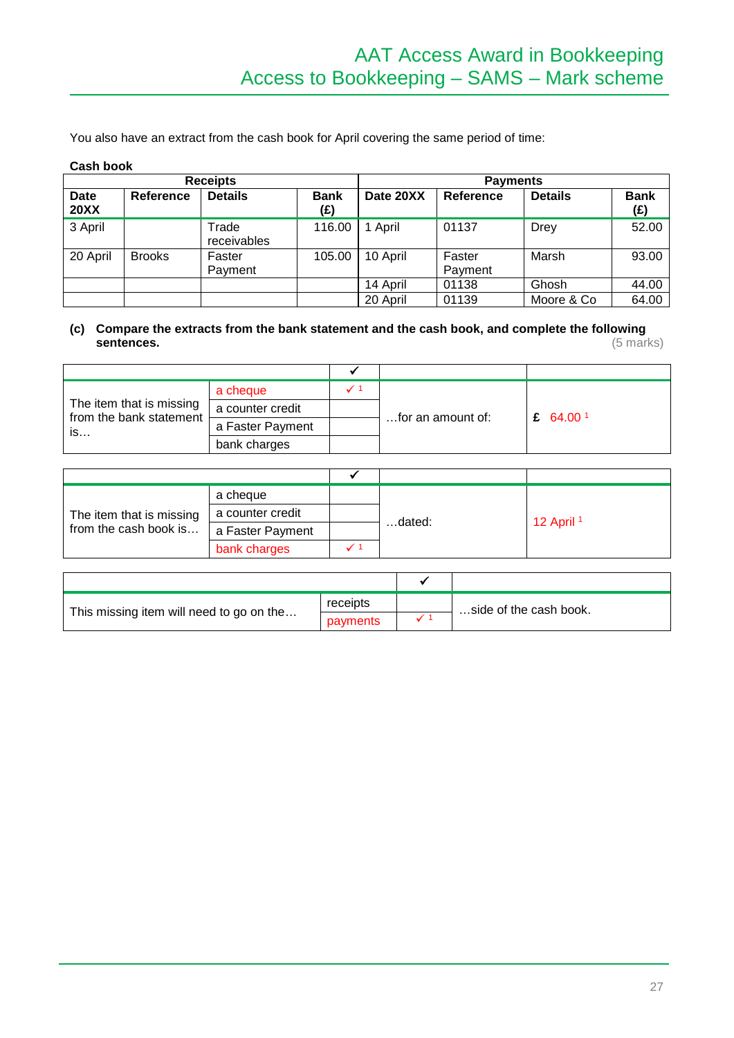You also have an extract from the cash book for April covering the same period of time:

**Cash book**

| Receipts | | | | Payments | | | |
|---|---|---|---|---|---|---|---|
| **Date 20XX** | **Reference** | **Details** | **Bank (£)** | **Date 20XX** | **Reference** | **Details** | **Bank (£)** |
| 3 April | | Trade receivables | 116.00 | 1 April | 01137 | Drey | 52.00 |
| 20 April | Brooks | Faster Payment | 105.00 | 10 April | Faster Payment | Marsh | 93.00 |
| | | | | 14 April | 01138 | Ghosh | 44.00 |
| | | | | 20 April | 01139 | Moore & Co | 64.00 |

**(c) Compare the extracts from the bank statement and the cash book, and complete the following sentences.** (5 marks)

| | | ✔ | | |
|---|---|---|---|---|
| The item that is missing from the bank statement is… | a cheque | ✓ [1] | …for an amount of: | £ 64.00 [1] |
| | a counter credit | | | |
| | a Faster Payment | | | |
| | bank charges | | | |

| | | ✔ | | |
|---|---|---|---|---|
| The item that is missing from the cash book is… | a cheque | | …dated: | 12 April [1] |
| | a counter credit | | | |
| | a Faster Payment | | | |
| | bank charges | ✓ [1] | | |

| | | ✔ | |
|---|---|---|---|
| This missing item will need to go on the… | receipts | | …side of the cash book. |
| | payments | ✓ [1] | |